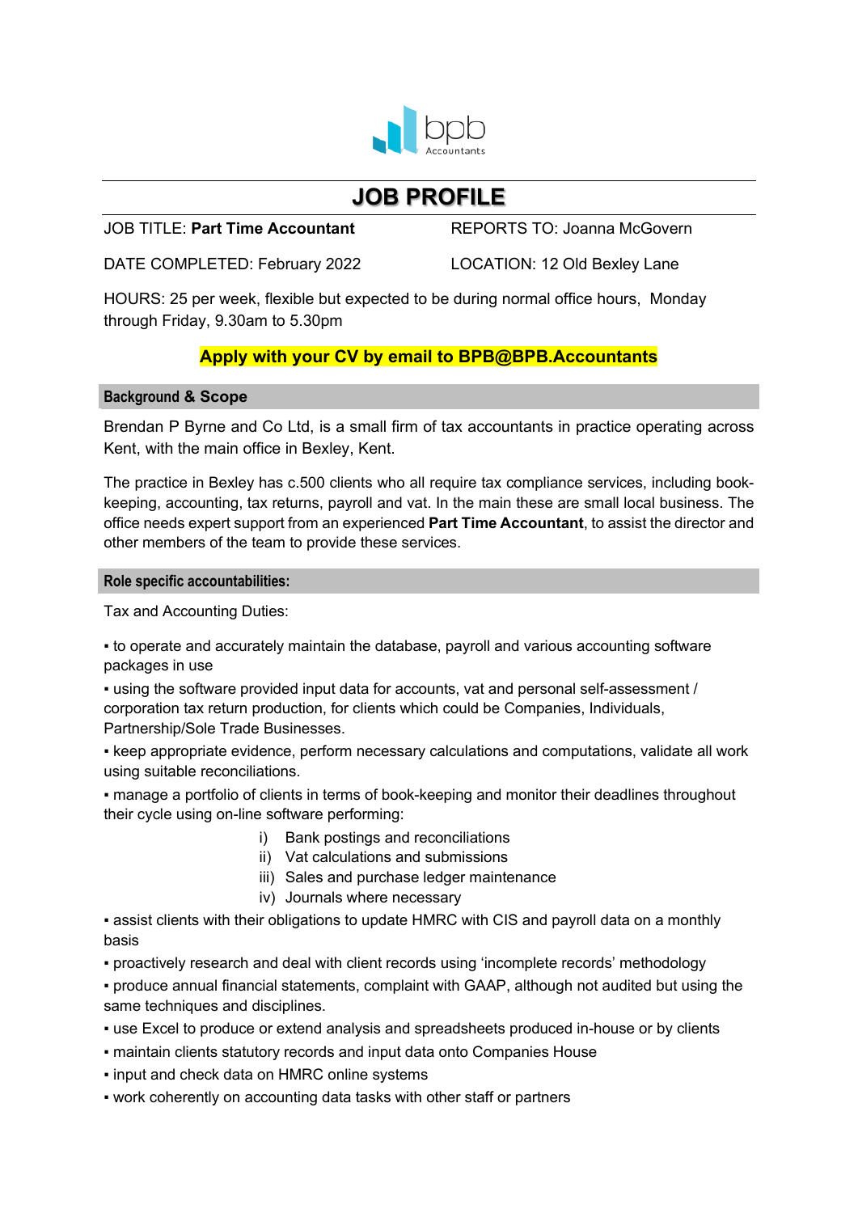bpb Accountants

# JOB PROFILE

JOB TITLE: **Part Time Accountant**

REPORTS TO: Joanna McGovern

DATE COMPLETED: February 2022

LOCATION: 12 Old Bexley Lane

HOURS: 25 per week, flexible but expected to be during normal office hours, Monday through Friday, 9.30am to 5.30pm

**Apply with your CV by email to BPB@BPB.Accountants**

## Background & Scope

Brendan P Byrne and Co Ltd, is a small firm of tax accountants in practice operating across Kent, with the main office in Bexley, Kent.

The practice in Bexley has c.500 clients who all require tax compliance services, including book-keeping, accounting, tax returns, payroll and vat. In the main these are small local business. The office needs expert support from an experienced **Part Time Accountant**, to assist the director and other members of the team to provide these services.

## Role specific accountabilities:

Tax and Accounting Duties:

▪ to operate and accurately maintain the database, payroll and various accounting software packages in use

▪ using the software provided input data for accounts, vat and personal self-assessment / corporation tax return production, for clients which could be Companies, Individuals, Partnership/Sole Trade Businesses.

▪ keep appropriate evidence, perform necessary calculations and computations, validate all work using suitable reconciliations.

▪ manage a portfolio of clients in terms of book-keeping and monitor their deadlines throughout their cycle using on-line software performing:

i) Bank postings and reconciliations
ii) Vat calculations and submissions
iii) Sales and purchase ledger maintenance
iv) Journals where necessary

▪ assist clients with their obligations to update HMRC with CIS and payroll data on a monthly basis

▪ proactively research and deal with client records using 'incomplete records' methodology

▪ produce annual financial statements, complaint with GAAP, although not audited but using the same techniques and disciplines.

▪ use Excel to produce or extend analysis and spreadsheets produced in-house or by clients

▪ maintain clients statutory records and input data onto Companies House

▪ input and check data on HMRC online systems

▪ work coherently on accounting data tasks with other staff or partners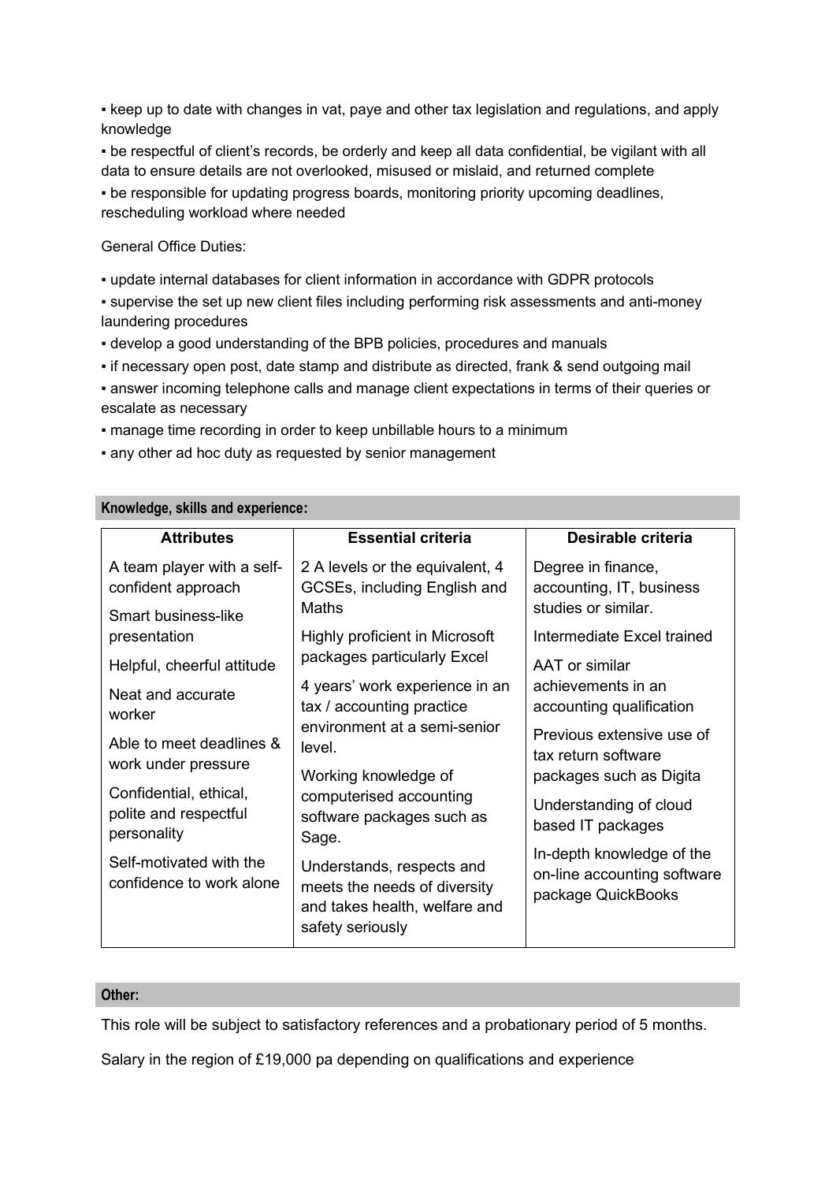▪ keep up to date with changes in vat, paye and other tax legislation and regulations, and apply knowledge

▪ be respectful of client's records, be orderly and keep all data confidential, be vigilant with all data to ensure details are not overlooked, misused or mislaid, and returned complete

▪ be responsible for updating progress boards, monitoring priority upcoming deadlines, rescheduling workload where needed

General Office Duties:

▪ update internal databases for client information in accordance with GDPR protocols

▪ supervise the set up new client files including performing risk assessments and anti-money laundering procedures

▪ develop a good understanding of the BPB policies, procedures and manuals

▪ if necessary open post, date stamp and distribute as directed, frank & send outgoing mail

▪ answer incoming telephone calls and manage client expectations in terms of their queries or escalate as necessary

▪ manage time recording in order to keep unbillable hours to a minimum

▪ any other ad hoc duty as requested by senior management

## Knowledge, skills and experience:

| Attributes | Essential criteria | Desirable criteria |
|---|---|---|
| A team player with a self-confident approach<br><br>Smart business-like presentation<br><br>Helpful, cheerful attitude<br><br>Neat and accurate worker<br><br>Able to meet deadlines & work under pressure<br><br>Confidential, ethical, polite and respectful personality<br><br>Self-motivated with the confidence to work alone | 2 A levels or the equivalent, 4 GCSEs, including English and Maths<br><br>Highly proficient in Microsoft packages particularly Excel<br><br>4 years' work experience in an tax / accounting practice environment at a semi-senior level.<br><br>Working knowledge of computerised accounting software packages such as Sage.<br><br>Understands, respects and meets the needs of diversity and takes health, welfare and safety seriously | Degree in finance, accounting, IT, business studies or similar.<br><br>Intermediate Excel trained<br><br>AAT or similar achievements in an accounting qualification<br><br>Previous extensive use of tax return software packages such as Digita<br><br>Understanding of cloud based IT packages<br><br>In-depth knowledge of the on-line accounting software package QuickBooks |

## Other:

This role will be subject to satisfactory references and a probationary period of 5 months.

Salary in the region of £19,000 pa depending on qualifications and experience